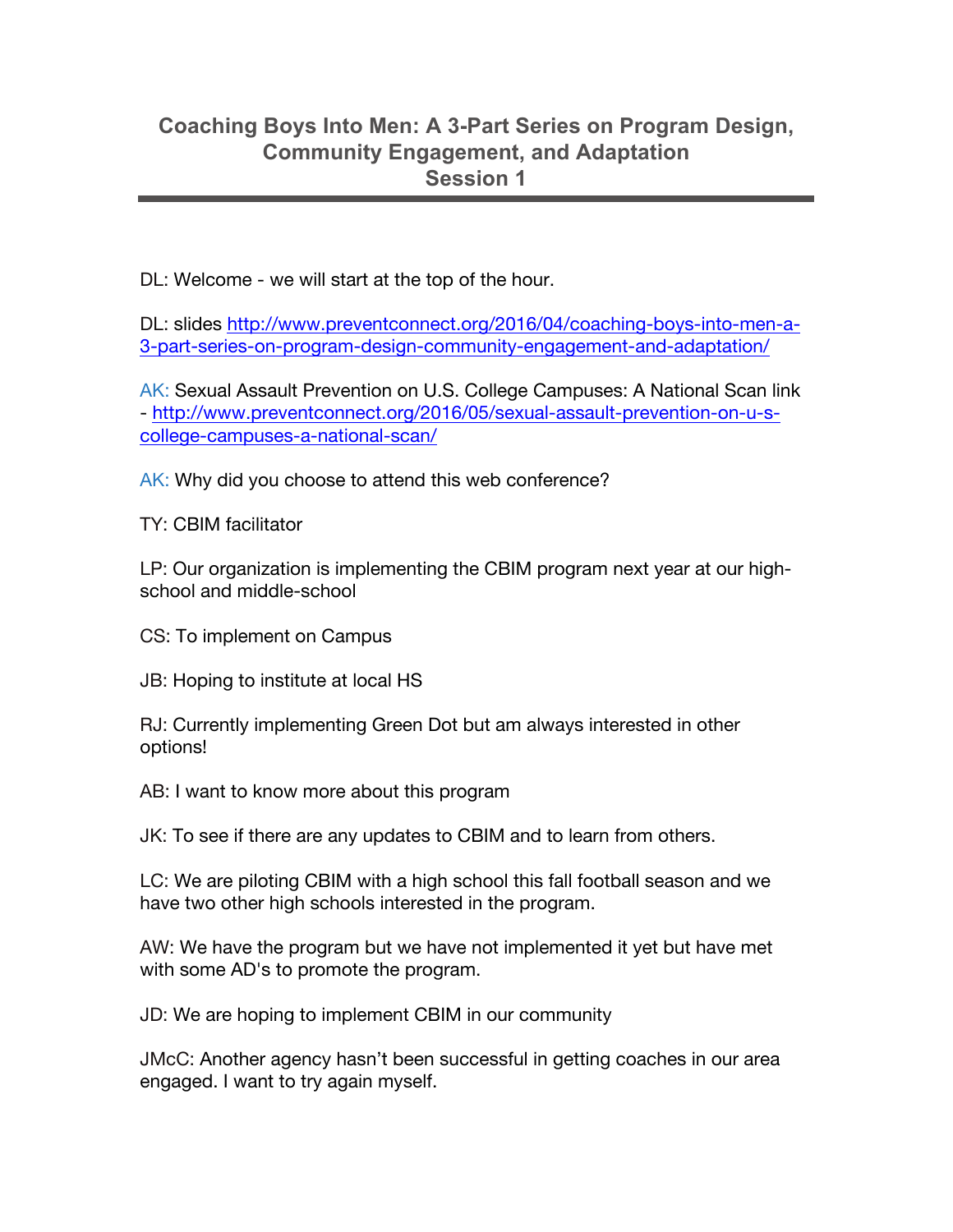# Coaching Boys Into Men: A 3-Part Series on Program Design, Community Engagement, and Adaptation
## Session 1

DL: Welcome - we will start at the top of the hour.

DL: slides http://www.preventconnect.org/2016/04/coaching-boys-into-men-a-3-part-series-on-program-design-community-engagement-and-adaptation/

AK: Sexual Assault Prevention on U.S. College Campuses: A National Scan link - http://www.preventconnect.org/2016/05/sexual-assault-prevention-on-u-s-college-campuses-a-national-scan/

AK: Why did you choose to attend this web conference?

TY: CBIM facilitator

LP: Our organization is implementing the CBIM program next year at our high-school and middle-school

CS: To implement on Campus

JB: Hoping to institute at local HS

RJ: Currently implementing Green Dot but am always interested in other options!

AB: I want to know more about this program

JK: To see if there are any updates to CBIM and to learn from others.

LC: We are piloting CBIM with a high school this fall football season and we have two other high schools interested in the program.

AW: We have the program but we have not implemented it yet but have met with some AD's to promote the program.

JD: We are hoping to implement CBIM in our community

JMcC: Another agency hasn't been successful in getting coaches in our area engaged. I want to try again myself.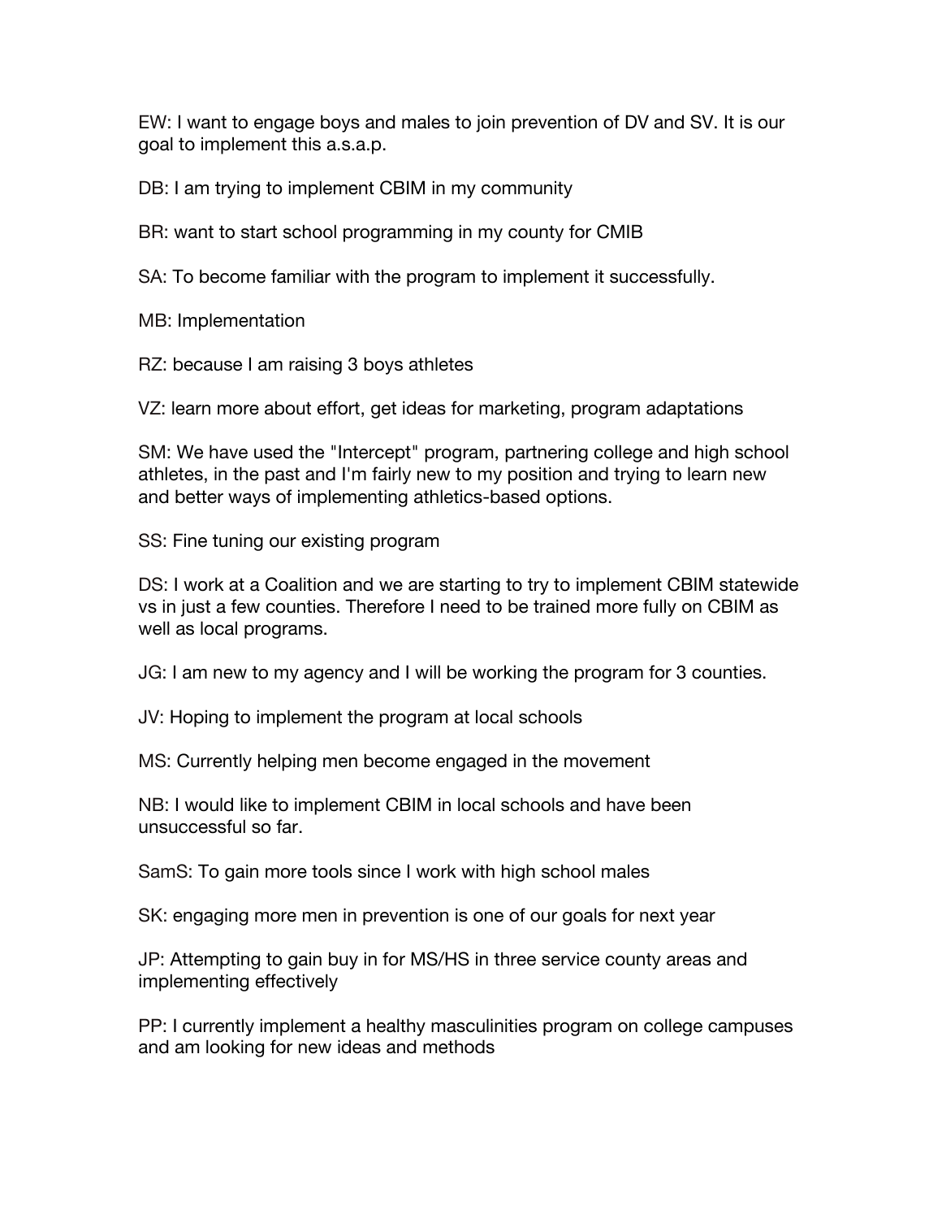EW: I want to engage boys and males to join prevention of DV and SV. It is our goal to implement this a.s.a.p.

DB: I am trying to implement CBIM in my community

BR: want to start school programming in my county for CMIB

SA: To become familiar with the program to implement it successfully.

MB: Implementation

RZ: because I am raising 3 boys athletes

VZ: learn more about effort, get ideas for marketing, program adaptations

SM: We have used the "Intercept" program, partnering college and high school athletes, in the past and I'm fairly new to my position and trying to learn new and better ways of implementing athletics-based options.

SS: Fine tuning our existing program

DS: I work at a Coalition and we are starting to try to implement CBIM statewide vs in just a few counties. Therefore I need to be trained more fully on CBIM as well as local programs.

JG: I am new to my agency and I will be working the program for 3 counties.

JV: Hoping to implement the program at local schools

MS: Currently helping men become engaged in the movement

NB: I would like to implement CBIM in local schools and have been unsuccessful so far.

SamS: To gain more tools since I work with high school males

SK: engaging more men in prevention is one of our goals for next year

JP: Attempting to gain buy in for MS/HS in three service county areas and implementing effectively

PP: I currently implement a healthy masculinities program on college campuses and am looking for new ideas and methods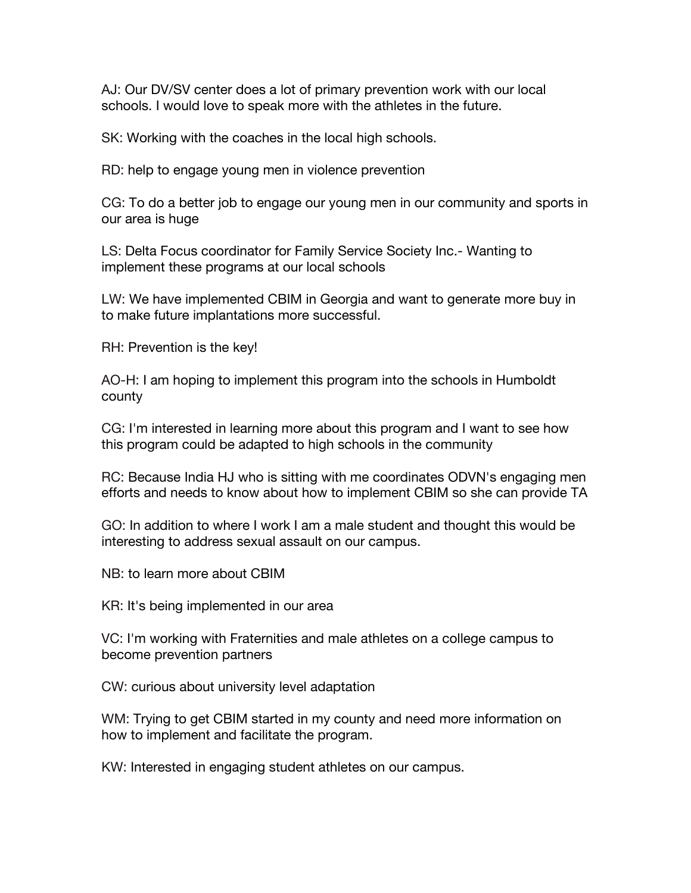AJ: Our DV/SV center does a lot of primary prevention work with our local schools. I would love to speak more with the athletes in the future.

SK: Working with the coaches in the local high schools.

RD: help to engage young men in violence prevention

CG: To do a better job to engage our young men in our community and sports in our area is huge

LS: Delta Focus coordinator for Family Service Society Inc.- Wanting to implement these programs at our local schools

LW: We have implemented CBIM in Georgia and want to generate more buy in to make future implantations more successful.

RH: Prevention is the key!

AO-H: I am hoping to implement this program into the schools in Humboldt county

CG: I'm interested in learning more about this program and I want to see how this program could be adapted to high schools in the community

RC: Because India HJ who is sitting with me coordinates ODVN's engaging men efforts and needs to know about how to implement CBIM so she can provide TA

GO: In addition to where I work I am a male student and thought this would be interesting to address sexual assault on our campus.

NB: to learn more about CBIM

KR: It's being implemented in our area

VC: I'm working with Fraternities and male athletes on a college campus to become prevention partners

CW: curious about university level adaptation

WM: Trying to get CBIM started in my county and need more information on how to implement and facilitate the program.

KW: Interested in engaging student athletes on our campus.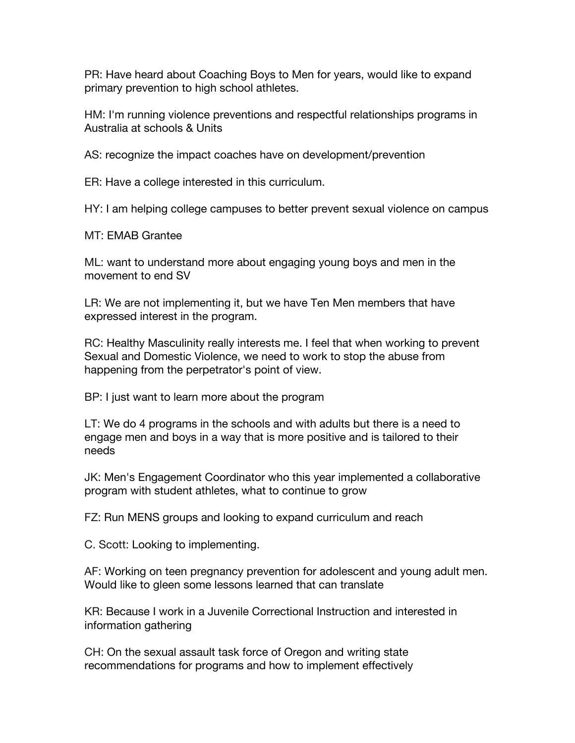PR: Have heard about Coaching Boys to Men for years, would like to expand primary prevention to high school athletes.

HM: I'm running violence preventions and respectful relationships programs in Australia at schools & Units

AS: recognize the impact coaches have on development/prevention

ER: Have a college interested in this curriculum.

HY: I am helping college campuses to better prevent sexual violence on campus

MT: EMAB Grantee

ML: want to understand more about engaging young boys and men in the movement to end SV

LR: We are not implementing it, but we have Ten Men members that have expressed interest in the program.

RC: Healthy Masculinity really interests me. I feel that when working to prevent Sexual and Domestic Violence, we need to work to stop the abuse from happening from the perpetrator's point of view.

BP: I just want to learn more about the program

LT: We do 4 programs in the schools and with adults but there is a need to engage men and boys in a way that is more positive and is tailored to their needs

JK: Men's Engagement Coordinator who this year implemented a collaborative program with student athletes, what to continue to grow

FZ: Run MENS groups and looking to expand curriculum and reach

C. Scott: Looking to implementing.

AF: Working on teen pregnancy prevention for adolescent and young adult men. Would like to gleen some lessons learned that can translate

KR: Because I work in a Juvenile Correctional Instruction and interested in information gathering

CH: On the sexual assault task force of Oregon and writing state recommendations for programs and how to implement effectively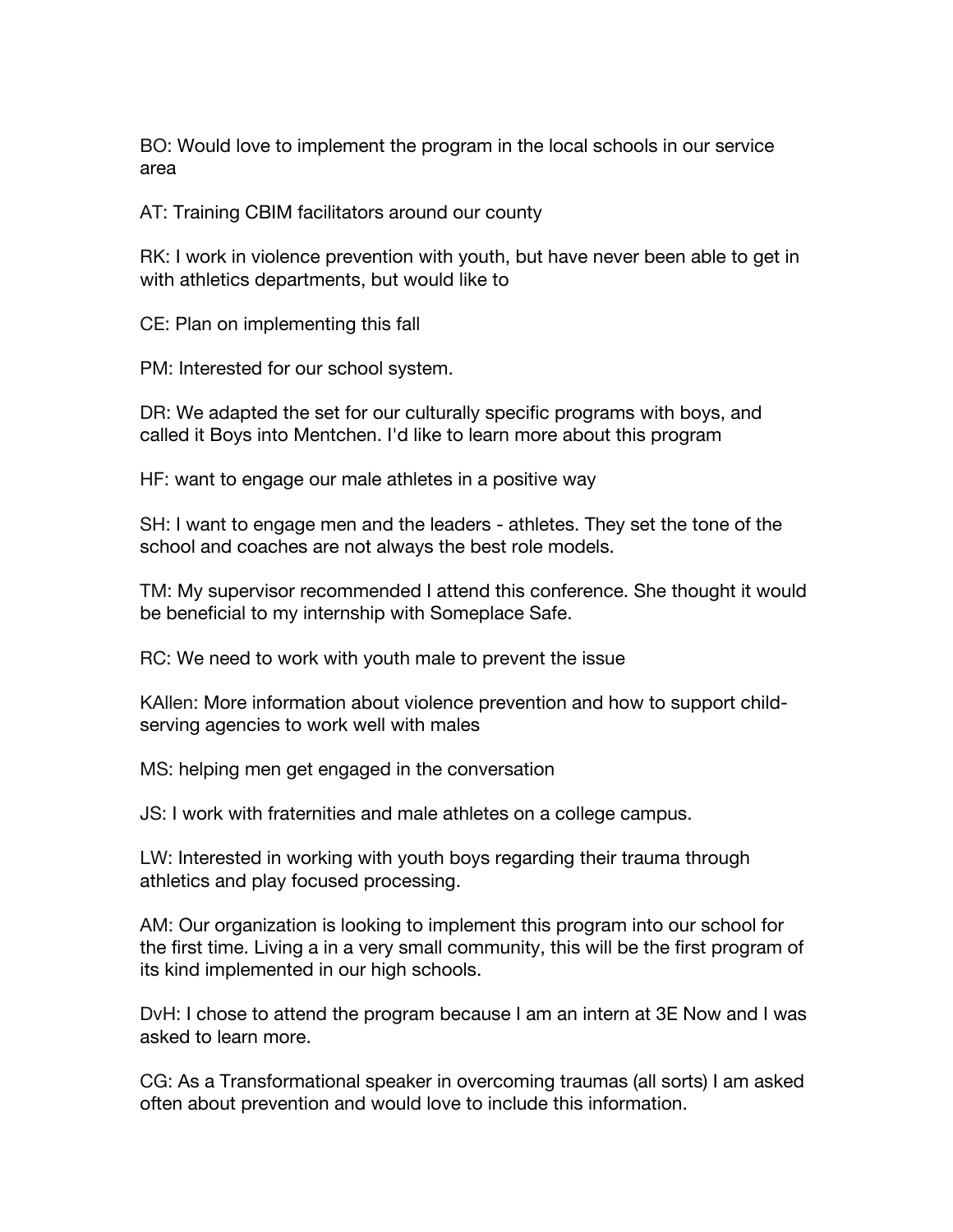BO: Would love to implement the program in the local schools in our service area

AT: Training CBIM facilitators around our county

RK: I work in violence prevention with youth, but have never been able to get in with athletics departments, but would like to

CE: Plan on implementing this fall

PM: Interested for our school system.

DR: We adapted the set for our culturally specific programs with boys, and called it Boys into Mentchen. I'd like to learn more about this program

HF: want to engage our male athletes in a positive way

SH: I want to engage men and the leaders - athletes. They set the tone of the school and coaches are not always the best role models.

TM: My supervisor recommended I attend this conference. She thought it would be beneficial to my internship with Someplace Safe.

RC: We need to work with youth male to prevent the issue

KAllen: More information about violence prevention and how to support child-serving agencies to work well with males

MS: helping men get engaged in the conversation

JS: I work with fraternities and male athletes on a college campus.

LW: Interested in working with youth boys regarding their trauma through athletics and play focused processing.

AM: Our organization is looking to implement this program into our school for the first time. Living a in a very small community, this will be the first program of its kind implemented in our high schools.

DvH: I chose to attend the program because I am an intern at 3E Now and I was asked to learn more.

CG: As a Transformational speaker in overcoming traumas (all sorts) I am asked often about prevention and would love to include this information.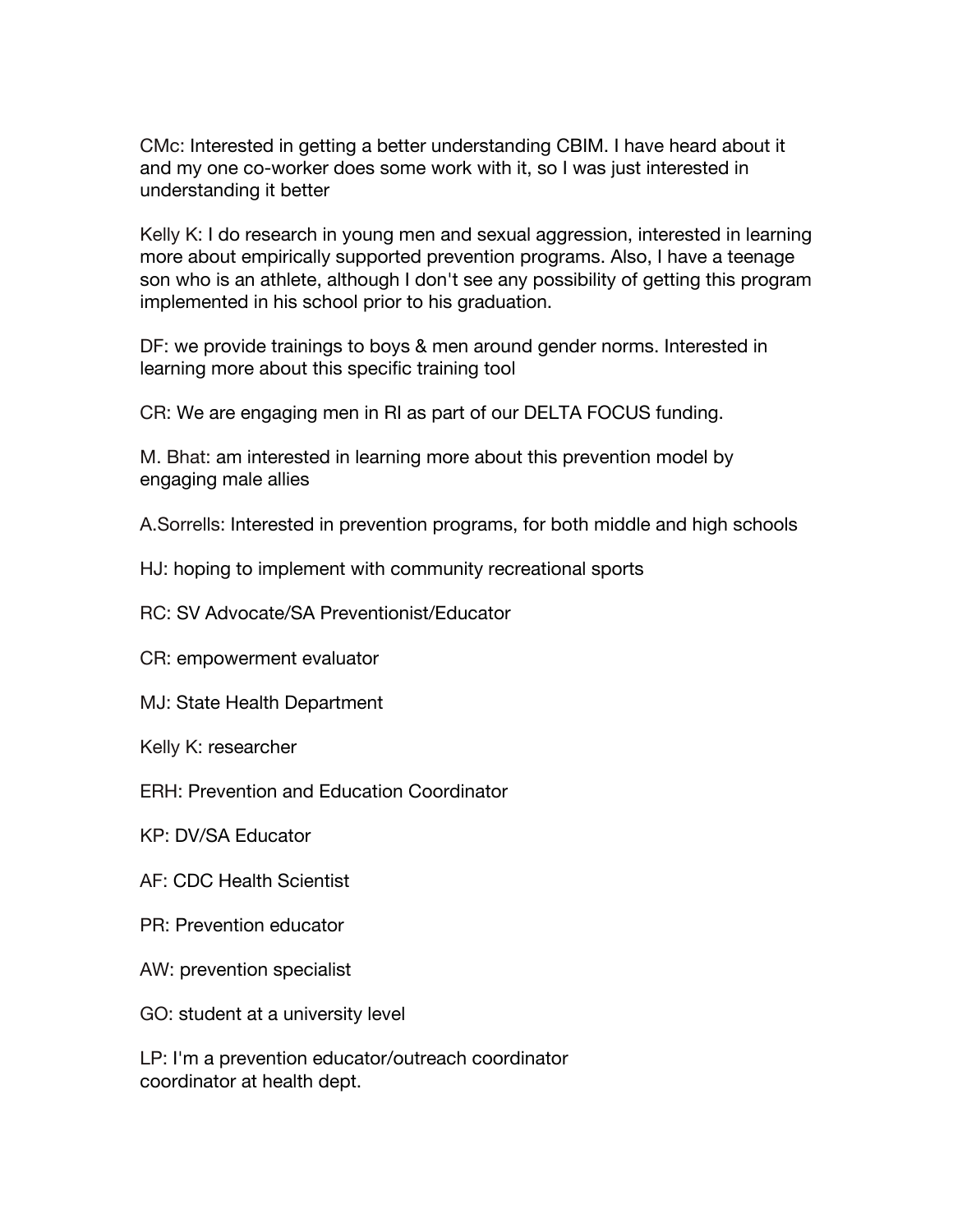CMc: Interested in getting a better understanding CBIM. I have heard about it and my one co-worker does some work with it, so I was just interested in understanding it better

Kelly K: I do research in young men and sexual aggression, interested in learning more about empirically supported prevention programs. Also, I have a teenage son who is an athlete, although I don't see any possibility of getting this program implemented in his school prior to his graduation.

DF: we provide trainings to boys & men around gender norms. Interested in learning more about this specific training tool

CR: We are engaging men in RI as part of our DELTA FOCUS funding.

M. Bhat: am interested in learning more about this prevention model by engaging male allies

A.Sorrells: Interested in prevention programs, for both middle and high schools

HJ: hoping to implement with community recreational sports

RC: SV Advocate/SA Preventionist/Educator

CR: empowerment evaluator

MJ: State Health Department

Kelly K: researcher

ERH: Prevention and Education Coordinator

KP: DV/SA Educator

AF: CDC Health Scientist

PR: Prevention educator

AW: prevention specialist

GO: student at a university level

LP: I'm a prevention educator/outreach coordinator
coordinator at health dept.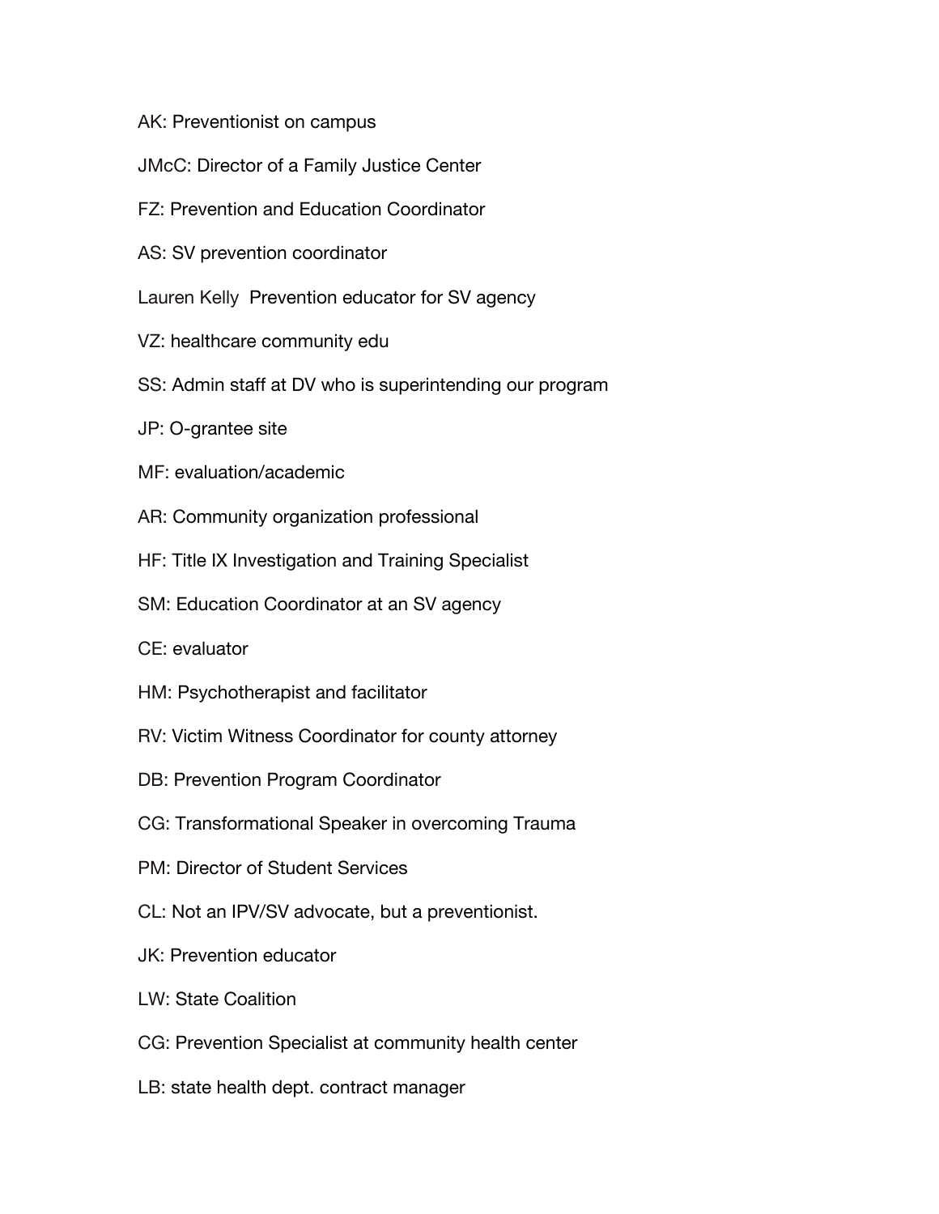AK: Preventionist on campus

JMcC: Director of a Family Justice Center

FZ: Prevention and Education Coordinator

AS: SV prevention coordinator

Lauren Kelly  Prevention educator for SV agency

VZ: healthcare community edu

SS: Admin staff at DV who is superintending our program

JP: O-grantee site

MF: evaluation/academic

AR: Community organization professional

HF: Title IX Investigation and Training Specialist

SM: Education Coordinator at an SV agency

CE: evaluator

HM: Psychotherapist and facilitator

RV: Victim Witness Coordinator for county attorney

DB: Prevention Program Coordinator

CG: Transformational Speaker in overcoming Trauma

PM: Director of Student Services

CL: Not an IPV/SV advocate, but a preventionist.

JK: Prevention educator

LW: State Coalition

CG: Prevention Specialist at community health center

LB: state health dept. contract manager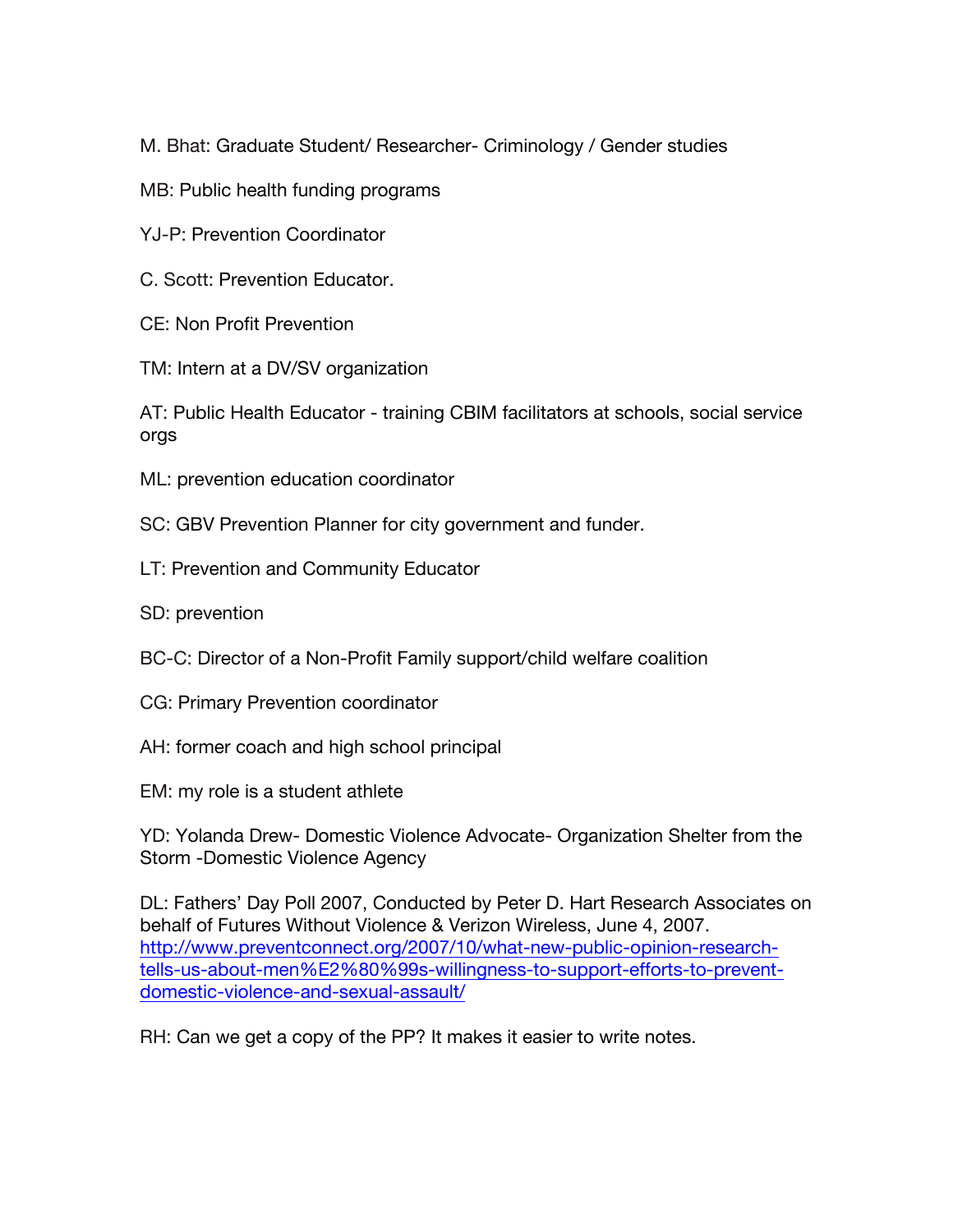M. Bhat: Graduate Student/ Researcher- Criminology / Gender studies

MB: Public health funding programs

YJ-P: Prevention Coordinator

C. Scott: Prevention Educator.

CE: Non Profit Prevention

TM: Intern at a DV/SV organization

AT: Public Health Educator - training CBIM facilitators at schools, social service orgs

ML: prevention education coordinator

SC: GBV Prevention Planner for city government and funder.

LT: Prevention and Community Educator

SD: prevention

BC-C: Director of a Non-Profit Family support/child welfare coalition

CG: Primary Prevention coordinator

AH: former coach and high school principal

EM: my role is a student athlete

YD: Yolanda Drew- Domestic Violence Advocate- Organization Shelter from the Storm -Domestic Violence Agency

DL: Fathers' Day Poll 2007, Conducted by Peter D. Hart Research Associates on behalf of Futures Without Violence & Verizon Wireless, June 4, 2007. [http://www.preventconnect.org/2007/10/what-new-public-opinion-research-tells-us-about-men%E2%80%99s-willingness-to-support-efforts-to-prevent-domestic-violence-and-sexual-assault/](http://www.preventconnect.org/2007/10/what-new-public-opinion-research-tells-us-about-men%E2%80%99s-willingness-to-support-efforts-to-prevent-domestic-violence-and-sexual-assault/)

RH: Can we get a copy of the PP? It makes it easier to write notes.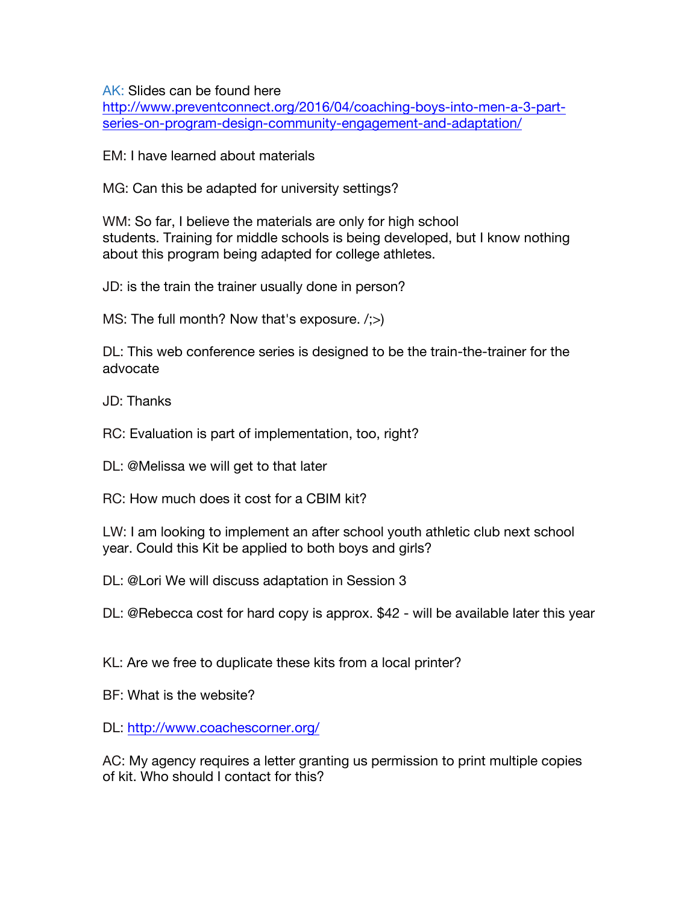AK: Slides can be found here http://www.preventconnect.org/2016/04/coaching-boys-into-men-a-3-part-series-on-program-design-community-engagement-and-adaptation/

EM: I have learned about materials

MG: Can this be adapted for university settings?

WM: So far, I believe the materials are only for high school students. Training for middle schools is being developed, but I know nothing about this program being adapted for college athletes.

JD: is the train the trainer usually done in person?

MS: The full month? Now that's exposure. /;>)

DL: This web conference series is designed to be the train-the-trainer for the advocate

JD: Thanks

RC: Evaluation is part of implementation, too, right?

DL: @Melissa we will get to that later

RC: How much does it cost for a CBIM kit?

LW: I am looking to implement an after school youth athletic club next school year. Could this Kit be applied to both boys and girls?

DL: @Lori We will discuss adaptation in Session 3

DL: @Rebecca cost for hard copy is approx. $42 - will be available later this year

KL: Are we free to duplicate these kits from a local printer?

BF: What is the website?

DL: http://www.coachescorner.org/

AC: My agency requires a letter granting us permission to print multiple copies of kit. Who should I contact for this?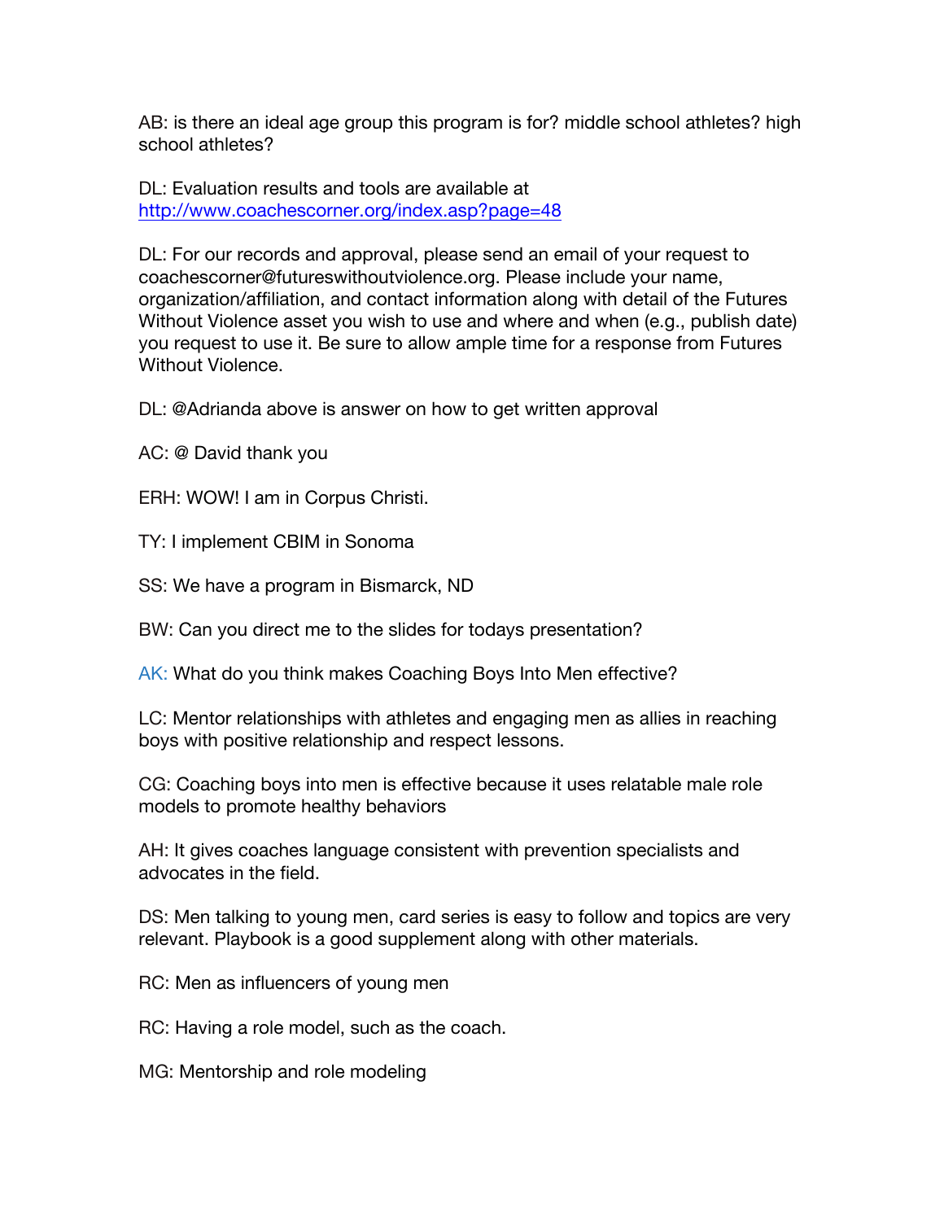AB: is there an ideal age group this program is for? middle school athletes? high school athletes?

DL: Evaluation results and tools are available at http://www.coachescorner.org/index.asp?page=48

DL: For our records and approval, please send an email of your request to coachescorner@futureswithoutviolence.org. Please include your name, organization/affiliation, and contact information along with detail of the Futures Without Violence asset you wish to use and where and when (e.g., publish date) you request to use it. Be sure to allow ample time for a response from Futures Without Violence.

DL: @Adrianda above is answer on how to get written approval

AC: @ David thank you

ERH: WOW! I am in Corpus Christi.

TY: I implement CBIM in Sonoma

SS: We have a program in Bismarck, ND

BW: Can you direct me to the slides for todays presentation?

AK: What do you think makes Coaching Boys Into Men effective?

LC: Mentor relationships with athletes and engaging men as allies in reaching boys with positive relationship and respect lessons.

CG: Coaching boys into men is effective because it uses relatable male role models to promote healthy behaviors

AH: It gives coaches language consistent with prevention specialists and advocates in the field.

DS: Men talking to young men, card series is easy to follow and topics are very relevant. Playbook is a good supplement along with other materials.

RC: Men as influencers of young men

RC: Having a role model, such as the coach.

MG: Mentorship and role modeling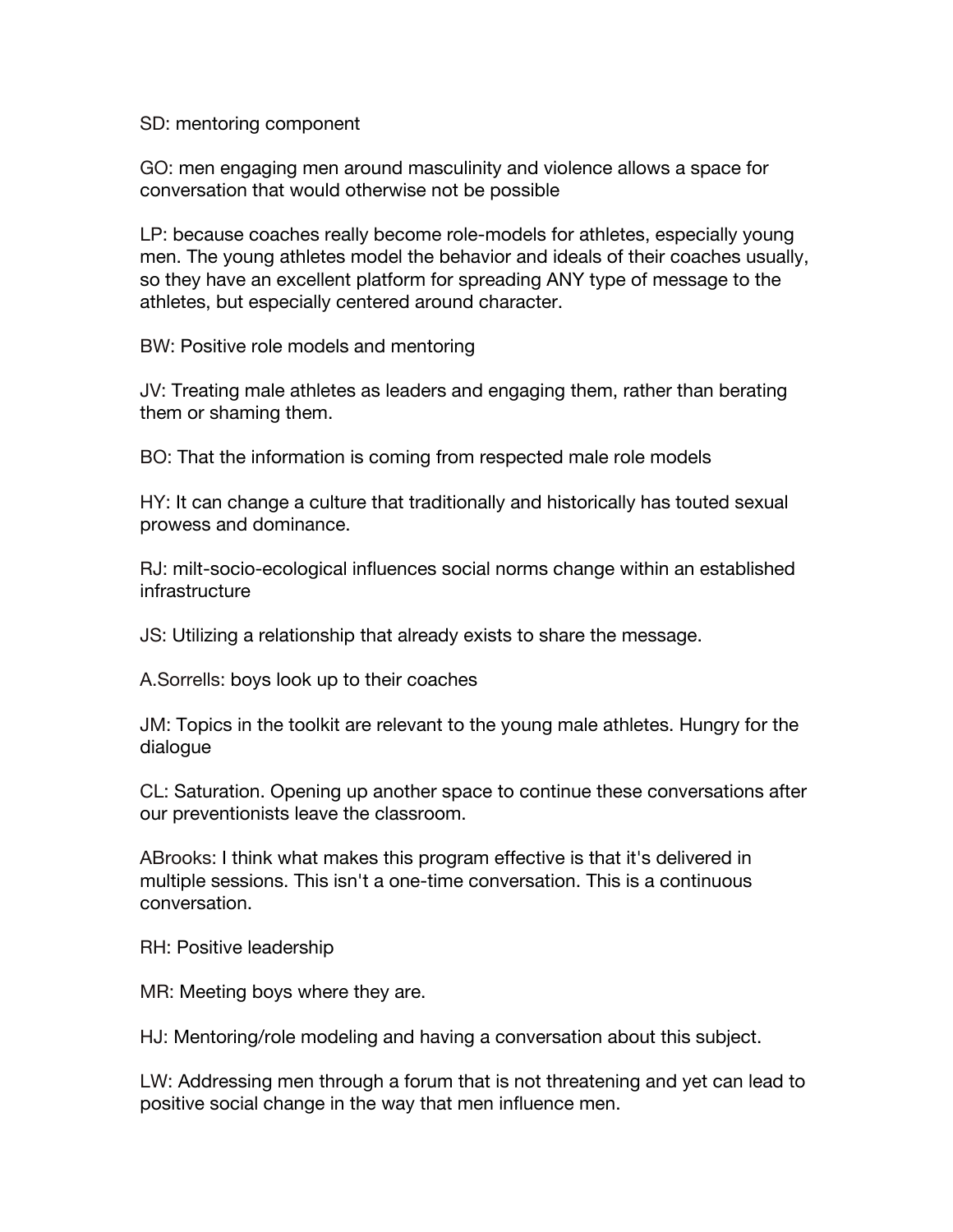SD: mentoring component

GO: men engaging men around masculinity and violence allows a space for conversation that would otherwise not be possible

LP: because coaches really become role-models for athletes, especially young men. The young athletes model the behavior and ideals of their coaches usually, so they have an excellent platform for spreading ANY type of message to the athletes, but especially centered around character.

BW: Positive role models and mentoring

JV: Treating male athletes as leaders and engaging them, rather than berating them or shaming them.

BO: That the information is coming from respected male role models

HY: It can change a culture that traditionally and historically has touted sexual prowess and dominance.

RJ: milt-socio-ecological influences social norms change within an established infrastructure

JS: Utilizing a relationship that already exists to share the message.

A.Sorrells: boys look up to their coaches

JM: Topics in the toolkit are relevant to the young male athletes. Hungry for the dialogue

CL: Saturation. Opening up another space to continue these conversations after our preventionists leave the classroom.

ABrooks: I think what makes this program effective is that it's delivered in multiple sessions. This isn't a one-time conversation. This is a continuous conversation.

RH: Positive leadership

MR: Meeting boys where they are.

HJ: Mentoring/role modeling and having a conversation about this subject.

LW: Addressing men through a forum that is not threatening and yet can lead to positive social change in the way that men influence men.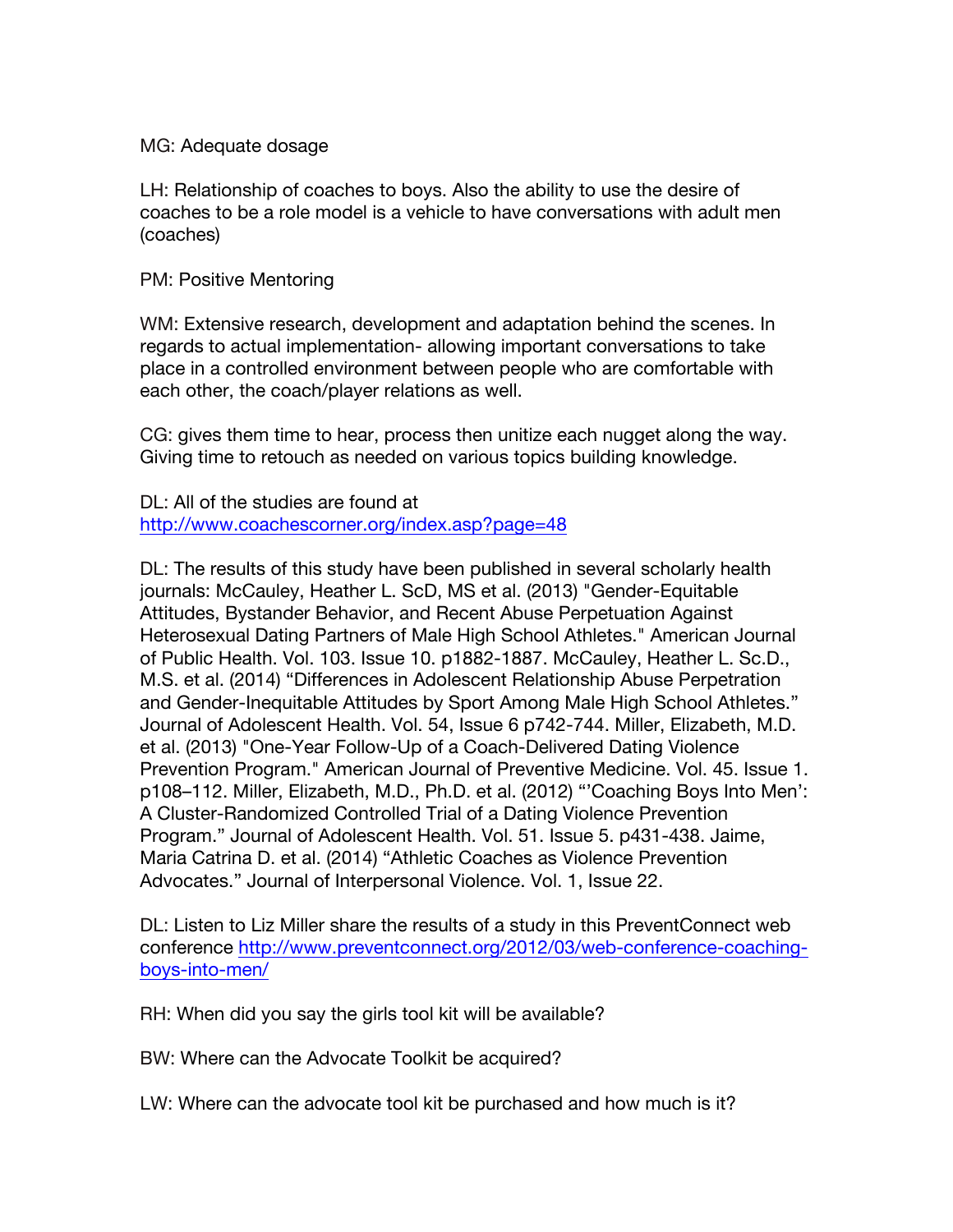MG: Adequate dosage

LH: Relationship of coaches to boys. Also the ability to use the desire of coaches to be a role model is a vehicle to have conversations with adult men (coaches)

PM: Positive Mentoring

WM: Extensive research, development and adaptation behind the scenes. In regards to actual implementation- allowing important conversations to take place in a controlled environment between people who are comfortable with each other, the coach/player relations as well.

CG: gives them time to hear, process then unitize each nugget along the way. Giving time to retouch as needed on various topics building knowledge.

DL: All of the studies are found at http://www.coachescorner.org/index.asp?page=48

DL: The results of this study have been published in several scholarly health journals: McCauley, Heather L. ScD, MS et al. (2013) "Gender-Equitable Attitudes, Bystander Behavior, and Recent Abuse Perpetuation Against Heterosexual Dating Partners of Male High School Athletes." American Journal of Public Health. Vol. 103. Issue 10. p1882-1887. McCauley, Heather L. Sc.D., M.S. et al. (2014) "Differences in Adolescent Relationship Abuse Perpetration and Gender-Inequitable Attitudes by Sport Among Male High School Athletes." Journal of Adolescent Health. Vol. 54, Issue 6 p742-744. Miller, Elizabeth, M.D. et al. (2013) "One-Year Follow-Up of a Coach-Delivered Dating Violence Prevention Program." American Journal of Preventive Medicine. Vol. 45. Issue 1. p108–112. Miller, Elizabeth, M.D., Ph.D. et al. (2012) "'Coaching Boys Into Men': A Cluster-Randomized Controlled Trial of a Dating Violence Prevention Program." Journal of Adolescent Health. Vol. 51. Issue 5. p431-438. Jaime, Maria Catrina D. et al. (2014) "Athletic Coaches as Violence Prevention Advocates." Journal of Interpersonal Violence. Vol. 1, Issue 22.

DL: Listen to Liz Miller share the results of a study in this PreventConnect web conference http://www.preventconnect.org/2012/03/web-conference-coaching-boys-into-men/

RH: When did you say the girls tool kit will be available?

BW: Where can the Advocate Toolkit be acquired?

LW: Where can the advocate tool kit be purchased and how much is it?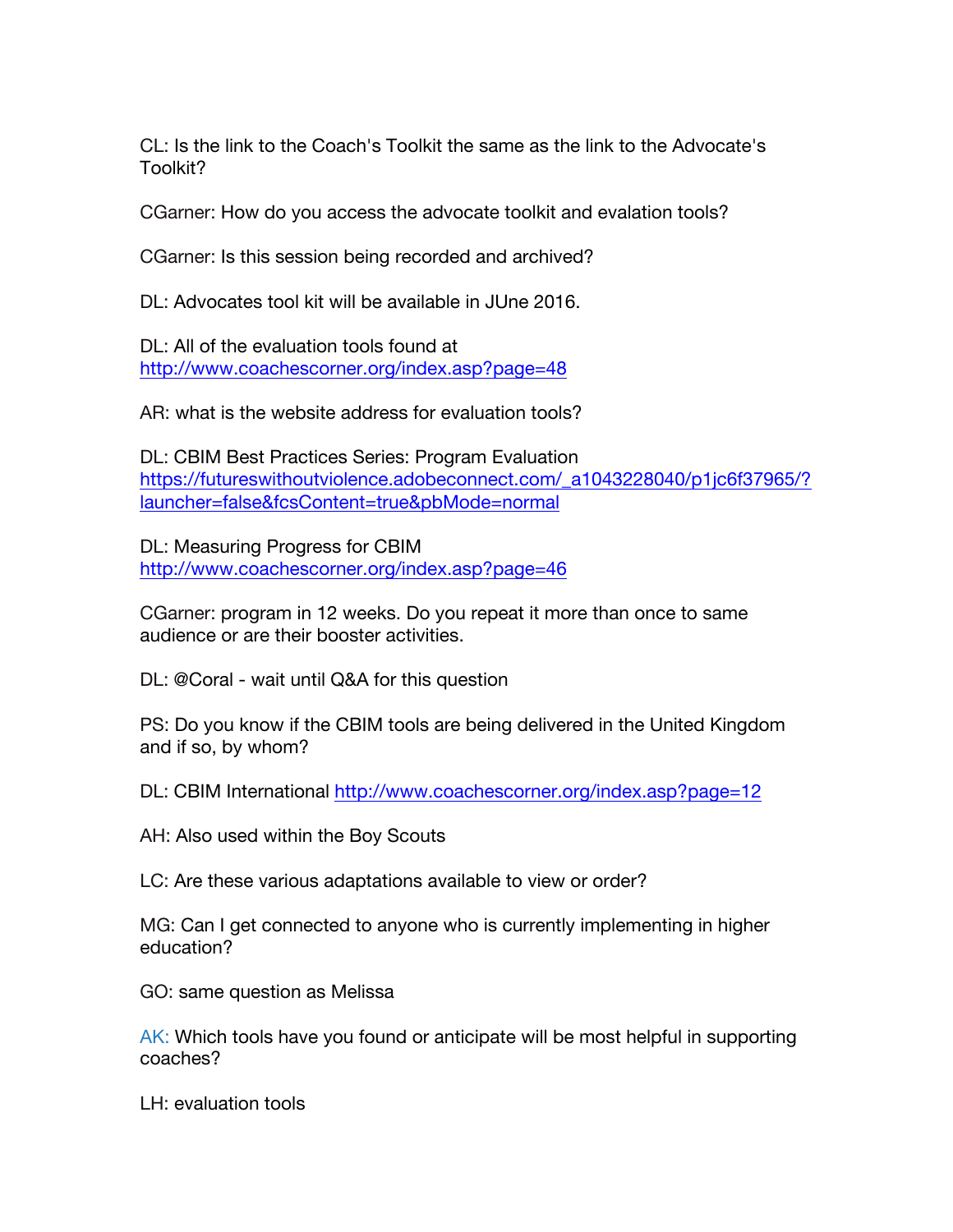CL: Is the link to the Coach's Toolkit the same as the link to the Advocate's Toolkit?

CGarner: How do you access the advocate toolkit and evalation tools?

CGarner: Is this session being recorded and archived?

DL: Advocates tool kit will be available in JUne 2016.

DL: All of the evaluation tools found at http://www.coachescorner.org/index.asp?page=48

AR: what is the website address for evaluation tools?

DL: CBIM Best Practices Series: Program Evaluation https://futureswithoutviolence.adobeconnect.com/_a1043228040/p1jc6f37965/?launcher=false&fcsContent=true&pbMode=normal

DL: Measuring Progress for CBIM http://www.coachescorner.org/index.asp?page=46

CGarner: program in 12 weeks. Do you repeat it more than once to same audience or are their booster activities.

DL: @Coral - wait until Q&A for this question

PS: Do you know if the CBIM tools are being delivered in the United Kingdom and if so, by whom?

DL: CBIM International http://www.coachescorner.org/index.asp?page=12

AH: Also used within the Boy Scouts

LC: Are these various adaptations available to view or order?

MG: Can I get connected to anyone who is currently implementing in higher education?

GO: same question as Melissa

AK: Which tools have you found or anticipate will be most helpful in supporting coaches?

LH: evaluation tools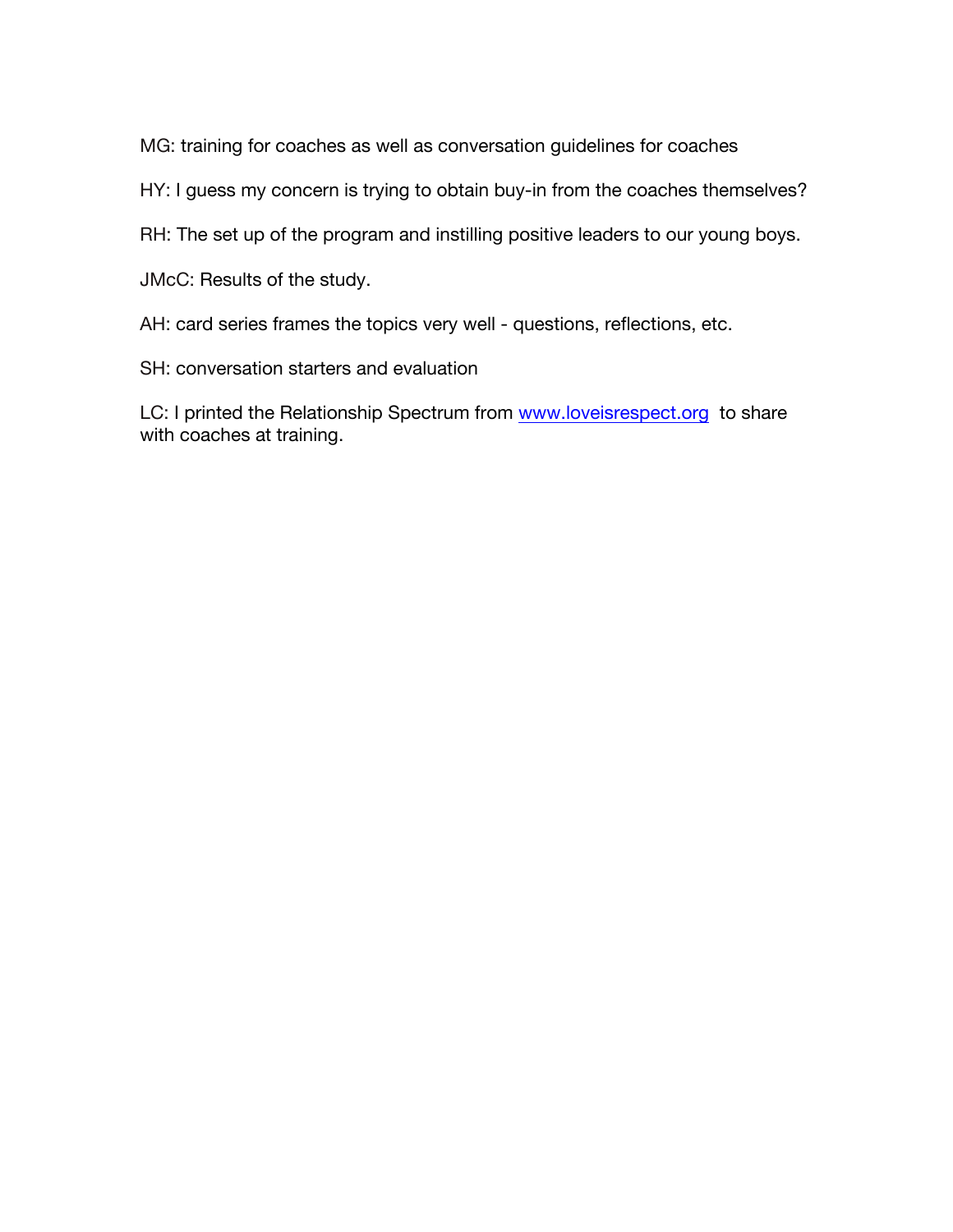MG: training for coaches as well as conversation guidelines for coaches

HY: I guess my concern is trying to obtain buy-in from the coaches themselves?

RH: The set up of the program and instilling positive leaders to our young boys.

JMcC: Results of the study.

AH: card series frames the topics very well - questions, reflections, etc.

SH: conversation starters and evaluation

LC: I printed the Relationship Spectrum from [www.loveisrespect.org](http://www.loveisrespect.org) to share with coaches at training.